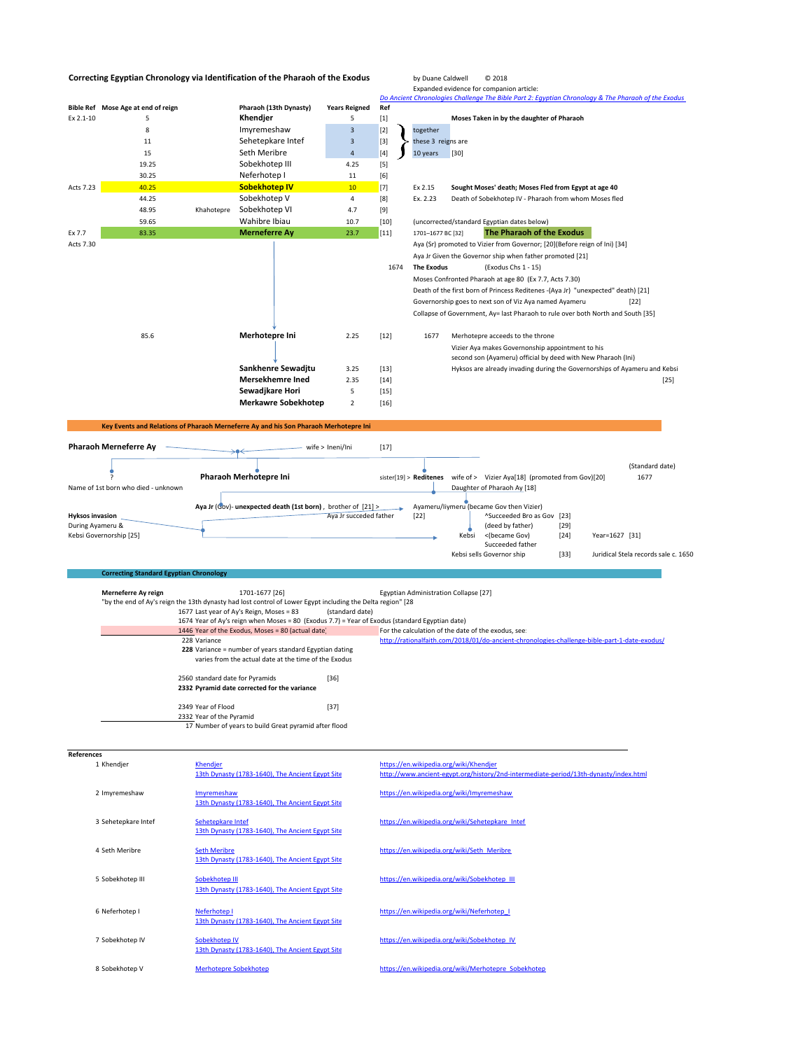## Correcting Egyptian Chronology via Identification of the Pharaoh of the Exodus

by Duane Caldwell © 2018

Expanded evidence for companion article:
*Do Ancient Chronologies Challenge The Bible Part 2: Egyptian Chronology & The Pharaoh of the Exodus*

| Bible Ref | Mose Age at end of reign | | Pharaoh (13th Dynasty) | Years Reigned | Ref | | |
|---|---|---|---|---|---|---|---|
| Ex 2.1-10 | 5 | | **Khendjer** | 5 | [1] | | **Moses Taken in by the daughter of Pharaoh** |
| | 8 | | Imyremeshaw | 3 | [2] | together | |
| | 11 | | Sehetepkare Intef | 3 | [3] | these 3 reigns are | |
| | 15 | | Seth Meribre | 4 | [4] | 10 years [30] | |
| | 19.25 | | Sobekhotep III | 4.25 | [5] | | |
| | 30.25 | | Neferhotep I | 11 | [6] | | |
| Acts 7.23 | 40.25 | | **Sobekhotep IV** | 10 | [7] | Ex 2.15 | **Sought Moses' death; Moses Fled from Egypt at age 40** |
| | 44.25 | | Sobekhotep V | 4 | [8] | Ex. 2.23 | Death of Sobekhotep IV - Pharaoh from whom Moses fled |
| | 48.95 | Khahotepre | Sobekhotep VI | 4.7 | [9] | | |
| | 59.65 | | Wahibre Ibiau | 10.7 | [10] | (uncorrected/standard Egyptian dates below) | |
| Ex 7.7 | 83.35 | | **Merneferre Ay** | 23.7 | [11] | 1701–1677 BC [32] | **The Pharaoh of the Exodus** |
| Acts 7.30 | | | | | | Aya (Sr) promoted to Vizier from Governor; [20](Before reign of Ini) [34] | |
| | | | | | | Aya Jr Given the Governor ship when father promoted [21] | |
| | | | | | 1674 | **The Exodus** | (Exodus Chs 1 - 15) |
| | | | | | | Moses Confronted Pharaoh at age 80 (Ex 7.7, Acts 7.30) | |
| | | | | | | Death of the first born of Princess Reditenes -(Aya Jr) "unexpected" death) [21] | |
| | | | | | | Governorship goes to next son of Viz Aya named Ayameru [22] | |
| | | | | | | Collapse of Government, Ay= last Pharaoh to rule over both North and South [35] | |
| | 85.6 | | **Merhotepre Ini** | 2.25 | [12] | 1677 | Merhotepre acceeds to the throne |
| | | | | | | | Vizier Aya makes Governship appointment to his second son (Ayameru) official by deed with New Pharaoh (Ini) |
| | | | **Sankhenre Sewadjtu** | 3.25 | [13] | | Hyksos are already invading during the Governorships of Ayameru and Kebsi [25] |
| | | | **Mersekhemre Ined** | 2.35 | [14] | | |
| | | | **Sewadjkare Hori** | 5 | [15] | | |
| | | | **Merkawre Sobekhotep** | 2 | [16] | | |

### Key Events and Relations of Pharaoh Merneferre Ay and his Son Pharaoh Merhotepre Ini

**Pharaoh Merneferre Ay** → wife > Ineni/Ini [17]

- ? — Name of 1st born who died - unknown
- **Pharaoh Merhotepre Ini**
- sister[19] > **Reditenes** wife of > Vizier Aya[18] (promoted from Gov)[20] — (Standard date) 1677
  - Daughter of Pharaoh Ay [18]
- **Aya Jr** (Gov)- **unexpected death (1st born)**, brother of [21] > Ayameru/Iiymeru (became Gov then Vizier) [22]
  - Aya Jr succeded father
  - ^Succeeded Bro as Gov [23]
  - (deed by father) [29]
- Kebsi <(became Gov) [24] — Year=1627 [31]
  - Succeeded father
  - Kebsi sells Governor ship [33] — Juridical Stela records sale c. 1650

**Hyksos invasion**
During Ayameru & Kebsi Governorship [25]

### Correcting Standard Egyptian Chronology

**Merneferre Ay reign** 1701-1677 [26] — Egyptian Administration Collapse [27]

"by the end of Ay's reign the 13th dynasty had lost control of Lower Egypt including the Delta region" [28

1677 Last year of Ay's Reign, Moses = 83 (standard date)
1674 Year of Ay's reign when Moses = 80 (Exodus 7.7) = Year of Exodus (standard Egyptian date)
1446 Year of the Exodus, Moses = 80 (actual date) — For the calculation of the date of the exodus, see: http://rationalfaith.com/2018/01/do-ancient-chronologies-challenge-bible-part-1-date-exodus/
228 Variance
**228** Variance = number of years standard Egyptian dating varies from the actual date at the time of the Exodus

2560 standard date for Pyramids [36]
**2332 Pyramid date corrected for the variance**

2349 Year of Flood [37]
2332 Year of the Pyramid
17 Number of years to build Great pyramid after flood

### References

| | | |
|---|---|---|
| 1 Khendjer | Khendjer<br>13th Dynasty (1783-1640), The Ancient Egypt Site | https://en.wikipedia.org/wiki/Khendjer<br>http://www.ancient-egypt.org/history/2nd-intermediate-period/13th-dynasty/index.html |
| 2 Imyremeshaw | Imyremeshaw<br>13th Dynasty (1783-1640), The Ancient Egypt Site | https://en.wikipedia.org/wiki/Imyremeshaw |
| 3 Sehetepkare Intef | Sehetepkare Intef<br>13th Dynasty (1783-1640), The Ancient Egypt Site | https://en.wikipedia.org/wiki/Sehetepkare_Intef |
| 4 Seth Meribre | Seth Meribre<br>13th Dynasty (1783-1640), The Ancient Egypt Site | https://en.wikipedia.org/wiki/Seth_Meribre |
| 5 Sobekhotep III | Sobekhotep III<br>13th Dynasty (1783-1640), The Ancient Egypt Site | https://en.wikipedia.org/wiki/Sobekhotep_III |
| 6 Neferhotep I | Neferhotep I<br>13th Dynasty (1783-1640), The Ancient Egypt Site | https://en.wikipedia.org/wiki/Neferhotep_I |
| 7 Sobekhotep IV | Sobekhotep IV<br>13th Dynasty (1783-1640), The Ancient Egypt Site | https://en.wikipedia.org/wiki/Sobekhotep_IV |
| 8 Sobekhotep V | Merhotepre Sobekhotep | https://en.wikipedia.org/wiki/Merhotepre_Sobekhotep |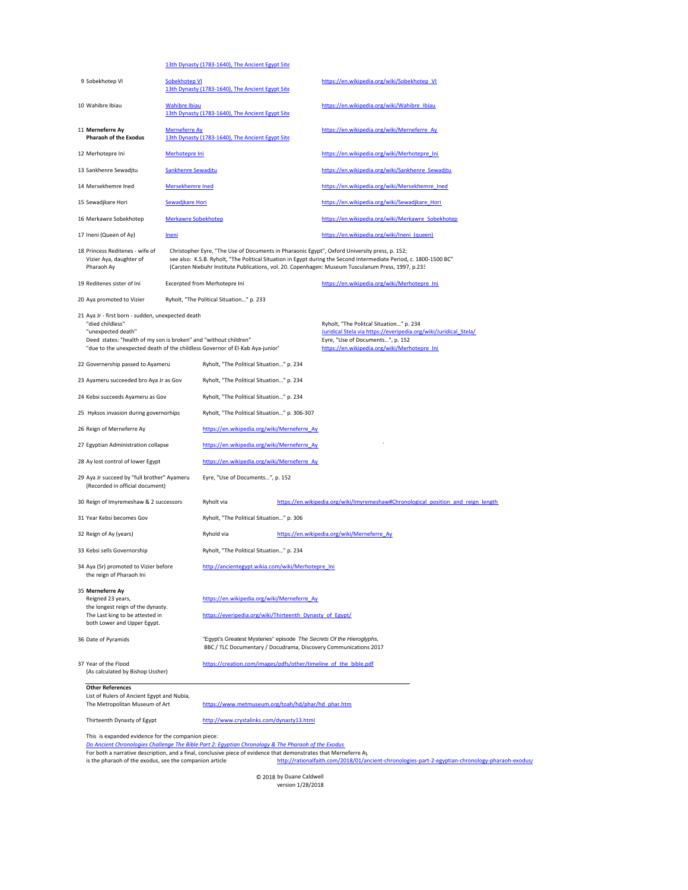| | | |
|---|---|---|
| | 13th Dynasty (1783-1640), The Ancient Egypt Site | |
| 9 Sobekhotep VI | Sobekhotep VI<br>13th Dynasty (1783-1640), The Ancient Egypt Site | https://en.wikipedia.org/wiki/Sobekhotep_VI |
| 10 Wahibre Ibiau | Wahibre Ibiau<br>13th Dynasty (1783-1640), The Ancient Egypt Site | https://en.wikipedia.org/wiki/Wahibre_Ibiau |
| 11 **Merneferre Ay**<br>**Pharaoh of the Exodus** | Merneferre Ay<br>13th Dynasty (1783-1640), The Ancient Egypt Site | https://en.wikipedia.org/wiki/Merneferre_Ay |
| 12 Merhotepre Ini | Merhotepre Ini | https://en.wikipedia.org/wiki/Merhotepre_Ini |
| 13 Sankhenre Sewadjtu | Sankhenre Sewadjtu | https://en.wikipedia.org/wiki/Sankhenre_Sewadjtu |
| 14 Mersekhemre Ined | Mersekhemre Ined | https://en.wikipedia.org/wiki/Mersekhemre_Ined |
| 15 Sewadjkare Hori | Sewadjkare Hori | https://en.wikipedia.org/wiki/Sewadjkare_Hori |
| 16 Merkawre Sobekhotep | Merkawre Sobekhotep | https://en.wikipedia.org/wiki/Merkawre_Sobekhotep |
| 17 Ineni (Queen of Ay) | Ineni | https://en.wikipedia.org/wiki/Ineni_(queen) |
| 18 Princess Reditenes - wife of Vizier Aya, daughter of Pharaoh Ay | Christopher Eyre, "The Use of Documents in Pharaonic Egypt", Oxford University press, p. 152;<br>see also: K.S.B. Ryholt, "The Political Situation in Egypt during the Second Intermediate Period, c. 1800-1500 BC"<br>(Carsten Niebuhr Institute Publications, vol. 20. Copenhagen: Museum Tusculanum Press, 1997, p.233 | |
| 19 Reditenes sister of Ini | Excerpted from Merhotepre Ini | https://en.wikipedia.org/wiki/Merhotepre_Ini |
| 20 Aya promoted to Vizier | Ryholt, "The Political Situation..." p. 233 | |
| 21 Aya Jr - first born - sudden, unexpected death<br>"died childless"<br>"unexpected death"<br>Deed states: "health of my son is broken" and "without children"<br>"due to the unexpected death of the childless Governor of El-Kab Aya-junior' | | Ryholt, "The Politcal Situation..." p. 234<br>Juridical Stela via https://everipedia.org/wiki/Juridical_Stela/<br>Eyre, "Use of Documents...", p. 152<br>https://en.wikipedia.org/wiki/Merhotepre_Ini |
| 22 Governership passed to Ayameru | Ryholt, "The Political Situation..." p. 234 | |
| 23 Ayameru succeeded bro Aya Jr as Gov | Ryholt, "The Political Situation..." p. 234 | |
| 24 Kebsi succeeds Ayameru as Gov | Ryholt, "The Political Situation..." p. 234 | |
| 25 Hyksos invasion during governorhips | Ryholt, "The Political Situation..." p. 306-307 | |
| 26 Reign of Merneferre Ay | https://en.wikipedia.org/wiki/Merneferre_Ay | |
| 27 Egyptian Administration collapse | https://en.wikipedia.org/wiki/Merneferre_Ay | |
| 28 Ay lost control of lower Egypt | https://en.wikipedia.org/wiki/Merneferre_Ay | |
| 29 Aya Jr succeed by "full brother" Ayameru (Recorded in official document) | Eyre, "Use of Documents...", p. 152 | |
| 30 Reign of Imyremeshaw & 2 successors | Ryholt via https://en.wikipedia.org/wiki/Imyremeshaw#Chronological_position_and_reign_length | |
| 31 Year Kebsi becomes Gov | Ryholt, "The Political Situation..." p. 306 | |
| 32 Reign of Ay (years) | Ryhold via https://en.wikipedia.org/wiki/Merneferre_Ay | |
| 33 Kebsi sells Governorship | Ryholt, "The Political Situation..." p. 234 | |
| 34 Aya (Sr) promoted to Vizier before the reign of Pharaoh Ini | http://ancientegypt.wikia.com/wiki/Merhotepre_Ini | |
| 35 **Merneferre Ay**<br>Reigned 23 years,<br>the longest reign of the dynasty.<br>The Last king to be attested in both Lower and Upper Egypt. | https://en.wikipedia.org/wiki/Merneferre_Ay<br>https://everipedia.org/wiki/Thirteenth_Dynasty_of_Egypt/ | |
| 36 Date of Pyramids | "Egypt's Greatest Mysteries" episode *The Secrets Of the Hieroglyphs,*<br>BBC / TLC Documentary / Docudrama, Discovery Communications 2017 | |
| 37 Year of the Flood (As calculated by Bishop Ussher) | https://creation.com/images/pdfs/other/timeline_of_the_bible.pdf | |

**Other References**

| | |
|---|---|
| List of Rulers of Ancient Egypt and Nubia, The Metropolitan Museum of Art | https://www.metmuseum.org/toah/hd/phar/hd_phar.htm |
| Thirteenth Dynasty of Egypt | http://www.crystalinks.com/dynasty13.html |

This is expanded evidence for the companion piece:
*Do Ancient Chronologies Challenge The Bible Part 2: Egyptian Chronology & The Pharaoh of the Exodus*
For both a narrative description, and a final, conclusive piece of evidence that demonstrates that Merneferre Ay
is the pharaoh of the exodus, see the companion article http://rationalfaith.com/2018/01/ancient-chronologies-part-2-egyptian-chronology-pharaoh-exodus/

© 2018 by Duane Caldwell
version 1/28/2018